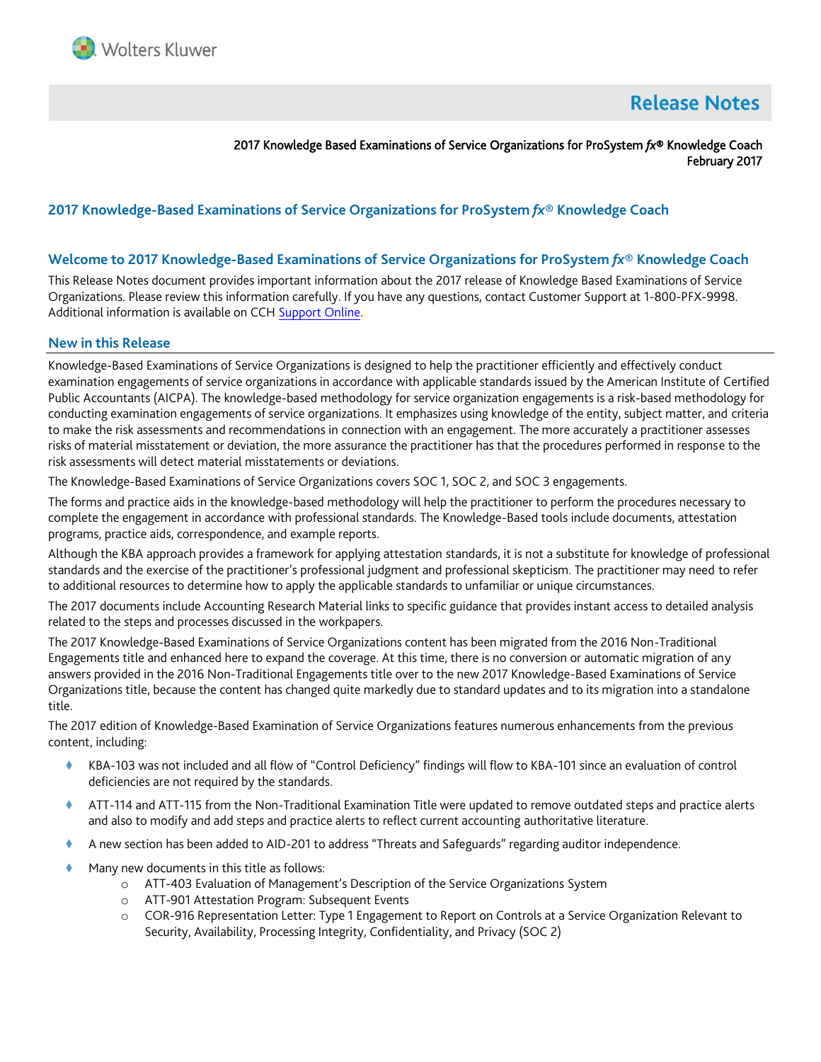Wolters Kluwer

# Release Notes

2017 Knowledge Based Examinations of Service Organizations for ProSystem *fx*® Knowledge Coach
February 2017

## 2017 Knowledge-Based Examinations of Service Organizations for ProSystem *fx*® Knowledge Coach

## Welcome to 2017 Knowledge-Based Examinations of Service Organizations for ProSystem *fx*® Knowledge Coach

This Release Notes document provides important information about the 2017 release of Knowledge Based Examinations of Service Organizations. Please review this information carefully. If you have any questions, contact Customer Support at 1-800-PFX-9998. Additional information is available on CCH Support Online.

## New in this Release

Knowledge-Based Examinations of Service Organizations is designed to help the practitioner efficiently and effectively conduct examination engagements of service organizations in accordance with applicable standards issued by the American Institute of Certified Public Accountants (AICPA). The knowledge-based methodology for service organization engagements is a risk-based methodology for conducting examination engagements of service organizations. It emphasizes using knowledge of the entity, subject matter, and criteria to make the risk assessments and recommendations in connection with an engagement. The more accurately a practitioner assesses risks of material misstatement or deviation, the more assurance the practitioner has that the procedures performed in response to the risk assessments will detect material misstatements or deviations.

The Knowledge-Based Examinations of Service Organizations covers SOC 1, SOC 2, and SOC 3 engagements.

The forms and practice aids in the knowledge-based methodology will help the practitioner to perform the procedures necessary to complete the engagement in accordance with professional standards. The Knowledge-Based tools include documents, attestation programs, practice aids, correspondence, and example reports.

Although the KBA approach provides a framework for applying attestation standards, it is not a substitute for knowledge of professional standards and the exercise of the practitioner's professional judgment and professional skepticism. The practitioner may need to refer to additional resources to determine how to apply the applicable standards to unfamiliar or unique circumstances.

The 2017 documents include Accounting Research Material links to specific guidance that provides instant access to detailed analysis related to the steps and processes discussed in the workpapers.

The 2017 Knowledge-Based Examinations of Service Organizations content has been migrated from the 2016 Non-Traditional Engagements title and enhanced here to expand the coverage. At this time, there is no conversion or automatic migration of any answers provided in the 2016 Non-Traditional Engagements title over to the new 2017 Knowledge-Based Examinations of Service Organizations title, because the content has changed quite markedly due to standard updates and to its migration into a standalone title.

The 2017 edition of Knowledge-Based Examination of Service Organizations features numerous enhancements from the previous content, including:

- KBA-103 was not included and all flow of "Control Deficiency" findings will flow to KBA-101 since an evaluation of control deficiencies are not required by the standards.
- ATT-114 and ATT-115 from the Non-Traditional Examination Title were updated to remove outdated steps and practice alerts and also to modify and add steps and practice alerts to reflect current accounting authoritative literature.
- A new section has been added to AID-201 to address "Threats and Safeguards" regarding auditor independence.
- Many new documents in this title as follows:
  - ATT-403 Evaluation of Management's Description of the Service Organizations System
  - ATT-901 Attestation Program: Subsequent Events
  - COR-916 Representation Letter: Type 1 Engagement to Report on Controls at a Service Organization Relevant to Security, Availability, Processing Integrity, Confidentiality, and Privacy (SOC 2)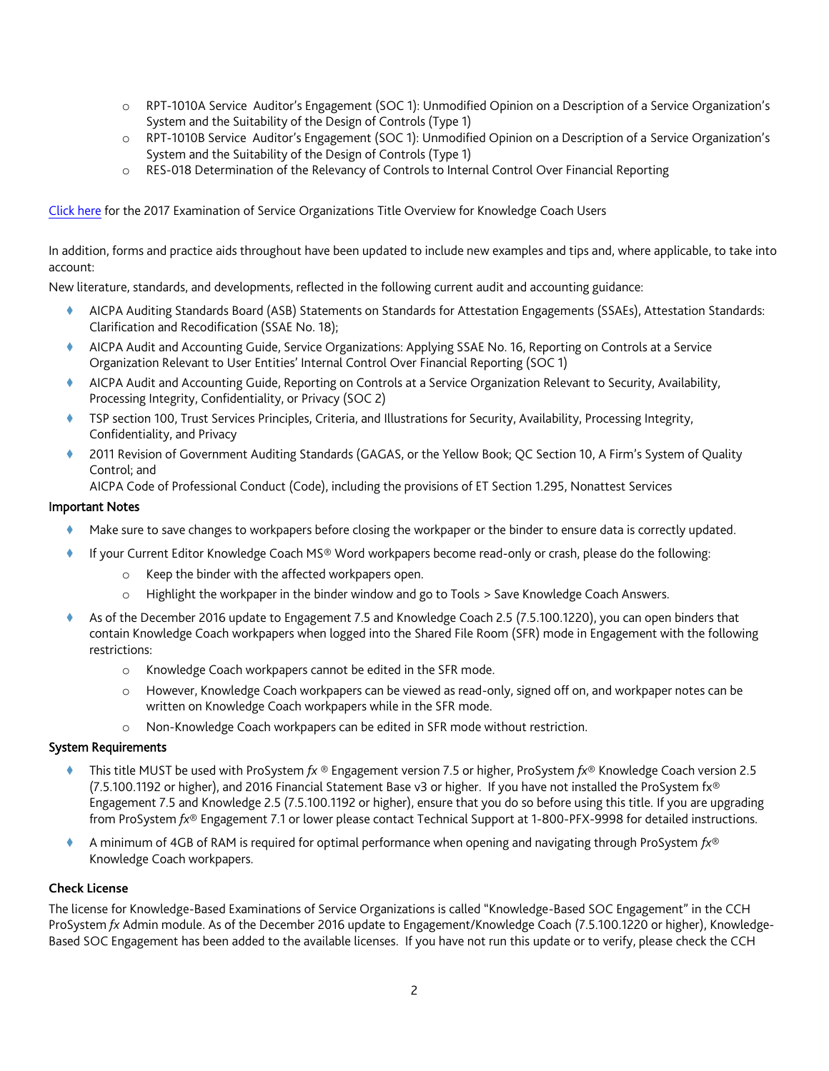- RPT-1010A Service Auditor's Engagement (SOC 1): Unmodified Opinion on a Description of a Service Organization's System and the Suitability of the Design of Controls (Type 1)
- RPT-1010B Service Auditor's Engagement (SOC 1): Unmodified Opinion on a Description of a Service Organization's System and the Suitability of the Design of Controls (Type 1)
- RES-018 Determination of the Relevancy of Controls to Internal Control Over Financial Reporting

Click here for the 2017 Examination of Service Organizations Title Overview for Knowledge Coach Users

In addition, forms and practice aids throughout have been updated to include new examples and tips and, where applicable, to take into account:

New literature, standards, and developments, reflected in the following current audit and accounting guidance:

- AICPA Auditing Standards Board (ASB) Statements on Standards for Attestation Engagements (SSAEs), Attestation Standards: Clarification and Recodification (SSAE No. 18);
- AICPA Audit and Accounting Guide, Service Organizations: Applying SSAE No. 16, Reporting on Controls at a Service Organization Relevant to User Entities' Internal Control Over Financial Reporting (SOC 1)
- AICPA Audit and Accounting Guide, Reporting on Controls at a Service Organization Relevant to Security, Availability, Processing Integrity, Confidentiality, or Privacy (SOC 2)
- TSP section 100, Trust Services Principles, Criteria, and Illustrations for Security, Availability, Processing Integrity, Confidentiality, and Privacy
- 2011 Revision of Government Auditing Standards (GAGAS, or the Yellow Book; QC Section 10, A Firm's System of Quality Control; and
  AICPA Code of Professional Conduct (Code), including the provisions of ET Section 1.295, Nonattest Services

**Important Notes**

- Make sure to save changes to workpapers before closing the workpaper or the binder to ensure data is correctly updated.
- If your Current Editor Knowledge Coach MS® Word workpapers become read-only or crash, please do the following:
  - Keep the binder with the affected workpapers open.
  - Highlight the workpaper in the binder window and go to Tools > Save Knowledge Coach Answers.
- As of the December 2016 update to Engagement 7.5 and Knowledge Coach 2.5 (7.5.100.1220), you can open binders that contain Knowledge Coach workpapers when logged into the Shared File Room (SFR) mode in Engagement with the following restrictions:
  - Knowledge Coach workpapers cannot be edited in the SFR mode.
  - However, Knowledge Coach workpapers can be viewed as read-only, signed off on, and workpaper notes can be written on Knowledge Coach workpapers while in the SFR mode.
  - Non-Knowledge Coach workpapers can be edited in SFR mode without restriction.

**System Requirements**

- This title MUST be used with ProSystem *fx* ® Engagement version 7.5 or higher, ProSystem *fx*® Knowledge Coach version 2.5 (7.5.100.1192 or higher), and 2016 Financial Statement Base v3 or higher. If you have not installed the ProSystem fx® Engagement 7.5 and Knowledge Coach 2.5 (7.5.100.1192 or higher), ensure that you do so before using this title. If you are upgrading from ProSystem *fx*® Engagement 7.1 or lower please contact Technical Support at 1-800-PFX-9998 for detailed instructions.
- A minimum of 4GB of RAM is required for optimal performance when opening and navigating through ProSystem *fx*® Knowledge Coach workpapers.

**Check License**

The license for Knowledge-Based Examinations of Service Organizations is called "Knowledge-Based SOC Engagement" in the CCH ProSystem *fx* Admin module. As of the December 2016 update to Engagement/Knowledge Coach (7.5.100.1220 or higher), Knowledge-Based SOC Engagement has been added to the available licenses. If you have not run this update or to verify, please check the CCH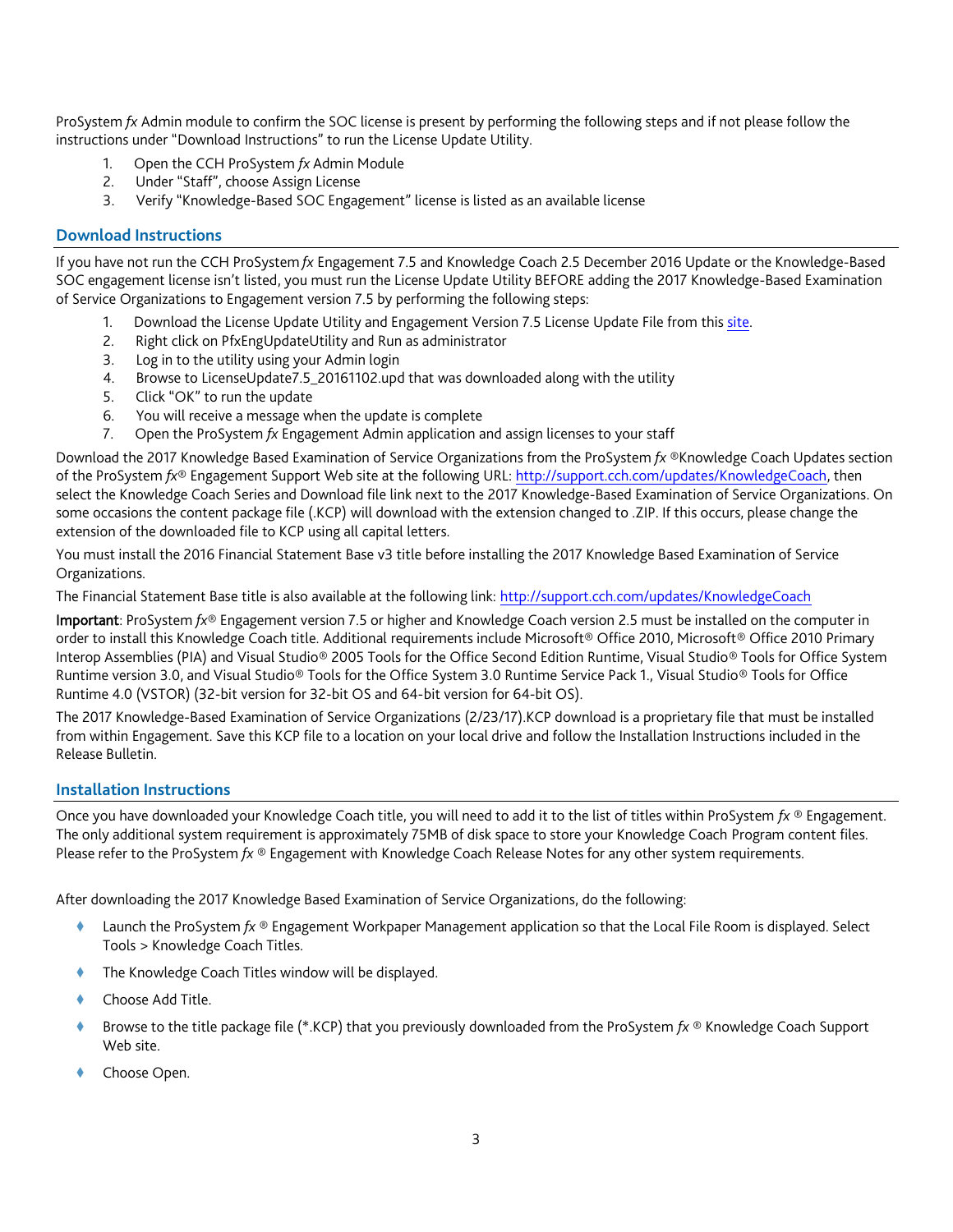ProSystem *fx* Admin module to confirm the SOC license is present by performing the following steps and if not please follow the instructions under "Download Instructions" to run the License Update Utility.

1. Open the CCH ProSystem *fx* Admin Module
2. Under "Staff", choose Assign License
3. Verify "Knowledge-Based SOC Engagement" license is listed as an available license

## Download Instructions

If you have not run the CCH ProSystem *fx* Engagement 7.5 and Knowledge Coach 2.5 December 2016 Update or the Knowledge-Based SOC engagement license isn't listed, you must run the License Update Utility BEFORE adding the 2017 Knowledge-Based Examination of Service Organizations to Engagement version 7.5 by performing the following steps:

1. Download the License Update Utility and Engagement Version 7.5 License Update File from this site.
2. Right click on PfxEngUpdateUtility and Run as administrator
3. Log in to the utility using your Admin login
4. Browse to LicenseUpdate7.5_20161102.upd that was downloaded along with the utility
5. Click "OK" to run the update
6. You will receive a message when the update is complete
7. Open the ProSystem *fx* Engagement Admin application and assign licenses to your staff

Download the 2017 Knowledge Based Examination of Service Organizations from the ProSystem *fx* ®Knowledge Coach Updates section of the ProSystem *fx*® Engagement Support Web site at the following URL: http://support.cch.com/updates/KnowledgeCoach, then select the Knowledge Coach Series and Download file link next to the 2017 Knowledge-Based Examination of Service Organizations. On some occasions the content package file (.KCP) will download with the extension changed to .ZIP. If this occurs, please change the extension of the downloaded file to KCP using all capital letters.

You must install the 2016 Financial Statement Base v3 title before installing the 2017 Knowledge Based Examination of Service Organizations.

The Financial Statement Base title is also available at the following link: http://support.cch.com/updates/KnowledgeCoach

**Important**: ProSystem *fx*® Engagement version 7.5 or higher and Knowledge Coach version 2.5 must be installed on the computer in order to install this Knowledge Coach title. Additional requirements include Microsoft® Office 2010, Microsoft® Office 2010 Primary Interop Assemblies (PIA) and Visual Studio® 2005 Tools for the Office Second Edition Runtime, Visual Studio® Tools for Office System Runtime version 3.0, and Visual Studio® Tools for the Office System 3.0 Runtime Service Pack 1., Visual Studio® Tools for Office Runtime 4.0 (VSTOR) (32-bit version for 32-bit OS and 64-bit version for 64-bit OS).

The 2017 Knowledge-Based Examination of Service Organizations (2/23/17).KCP download is a proprietary file that must be installed from within Engagement. Save this KCP file to a location on your local drive and follow the Installation Instructions included in the Release Bulletin.

## Installation Instructions

Once you have downloaded your Knowledge Coach title, you will need to add it to the list of titles within ProSystem *fx* ® Engagement. The only additional system requirement is approximately 75MB of disk space to store your Knowledge Coach Program content files. Please refer to the ProSystem *fx* ® Engagement with Knowledge Coach Release Notes for any other system requirements.

After downloading the 2017 Knowledge Based Examination of Service Organizations, do the following:

- Launch the ProSystem *fx* ® Engagement Workpaper Management application so that the Local File Room is displayed. Select Tools > Knowledge Coach Titles.
- The Knowledge Coach Titles window will be displayed.
- Choose Add Title.
- Browse to the title package file (*.KCP) that you previously downloaded from the ProSystem *fx* ® Knowledge Coach Support Web site.
- Choose Open.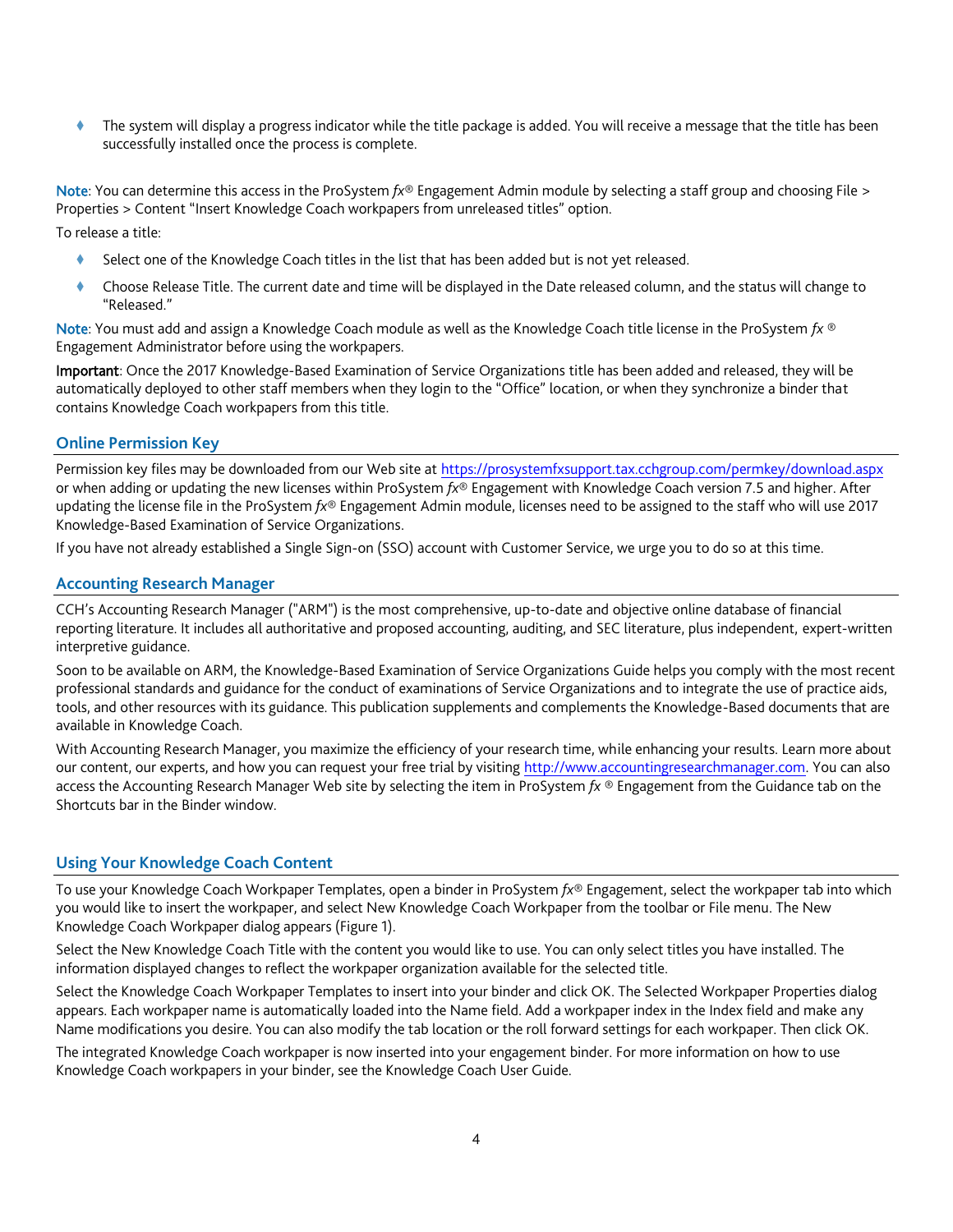- The system will display a progress indicator while the title package is added. You will receive a message that the title has been successfully installed once the process is complete.

**Note**: You can determine this access in the ProSystem *fx*® Engagement Admin module by selecting a staff group and choosing File > Properties > Content "Insert Knowledge Coach workpapers from unreleased titles" option.

To release a title:

- Select one of the Knowledge Coach titles in the list that has been added but is not yet released.
- Choose Release Title. The current date and time will be displayed in the Date released column, and the status will change to "Released."

**Note**: You must add and assign a Knowledge Coach module as well as the Knowledge Coach title license in the ProSystem *fx* ® Engagement Administrator before using the workpapers.

**Important**: Once the 2017 Knowledge-Based Examination of Service Organizations title has been added and released, they will be automatically deployed to other staff members when they login to the "Office" location, or when they synchronize a binder that contains Knowledge Coach workpapers from this title.

## Online Permission Key

Permission key files may be downloaded from our Web site at https://prosystemfxsupport.tax.cchgroup.com/permkey/download.aspx or when adding or updating the new licenses within ProSystem *fx*® Engagement with Knowledge Coach version 7.5 and higher. After updating the license file in the ProSystem *fx*® Engagement Admin module, licenses need to be assigned to the staff who will use 2017 Knowledge-Based Examination of Service Organizations.

If you have not already established a Single Sign-on (SSO) account with Customer Service, we urge you to do so at this time.

## Accounting Research Manager

CCH's Accounting Research Manager ("ARM") is the most comprehensive, up-to-date and objective online database of financial reporting literature. It includes all authoritative and proposed accounting, auditing, and SEC literature, plus independent, expert-written interpretive guidance.

Soon to be available on ARM, the Knowledge-Based Examination of Service Organizations Guide helps you comply with the most recent professional standards and guidance for the conduct of examinations of Service Organizations and to integrate the use of practice aids, tools, and other resources with its guidance. This publication supplements and complements the Knowledge-Based documents that are available in Knowledge Coach.

With Accounting Research Manager, you maximize the efficiency of your research time, while enhancing your results. Learn more about our content, our experts, and how you can request your free trial by visiting http://www.accountingresearchmanager.com. You can also access the Accounting Research Manager Web site by selecting the item in ProSystem *fx* ® Engagement from the Guidance tab on the Shortcuts bar in the Binder window.

## Using Your Knowledge Coach Content

To use your Knowledge Coach Workpaper Templates, open a binder in ProSystem *fx*® Engagement, select the workpaper tab into which you would like to insert the workpaper, and select New Knowledge Coach Workpaper from the toolbar or File menu. The New Knowledge Coach Workpaper dialog appears (Figure 1).

Select the New Knowledge Coach Title with the content you would like to use. You can only select titles you have installed. The information displayed changes to reflect the workpaper organization available for the selected title.

Select the Knowledge Coach Workpaper Templates to insert into your binder and click OK. The Selected Workpaper Properties dialog appears. Each workpaper name is automatically loaded into the Name field. Add a workpaper index in the Index field and make any Name modifications you desire. You can also modify the tab location or the roll forward settings for each workpaper. Then click OK.

The integrated Knowledge Coach workpaper is now inserted into your engagement binder. For more information on how to use Knowledge Coach workpapers in your binder, see the Knowledge Coach User Guide.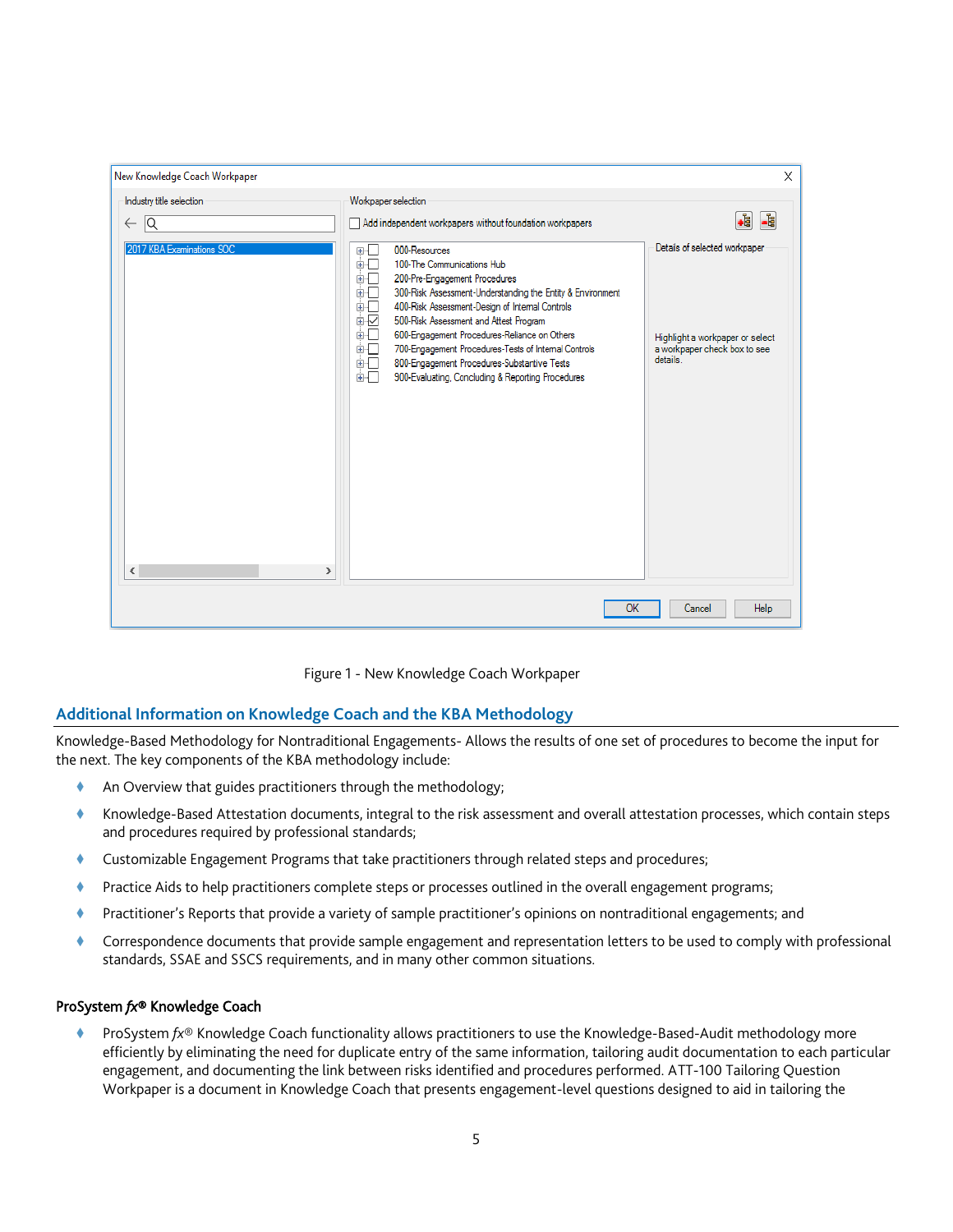Figure 1 - New Knowledge Coach Workpaper

## Additional Information on Knowledge Coach and the KBA Methodology

Knowledge-Based Methodology for Nontraditional Engagements- Allows the results of one set of procedures to become the input for the next. The key components of the KBA methodology include:

- An Overview that guides practitioners through the methodology;
- Knowledge-Based Attestation documents, integral to the risk assessment and overall attestation processes, which contain steps and procedures required by professional standards;
- Customizable Engagement Programs that take practitioners through related steps and procedures;
- Practice Aids to help practitioners complete steps or processes outlined in the overall engagement programs;
- Practitioner's Reports that provide a variety of sample practitioner's opinions on nontraditional engagements; and
- Correspondence documents that provide sample engagement and representation letters to be used to comply with professional standards, SSAE and SSCS requirements, and in many other common situations.

### ProSystem *fx*® Knowledge Coach

- ProSystem *fx*® Knowledge Coach functionality allows practitioners to use the Knowledge-Based-Audit methodology more efficiently by eliminating the need for duplicate entry of the same information, tailoring audit documentation to each particular engagement, and documenting the link between risks identified and procedures performed. ATT-100 Tailoring Question Workpaper is a document in Knowledge Coach that presents engagement-level questions designed to aid in tailoring the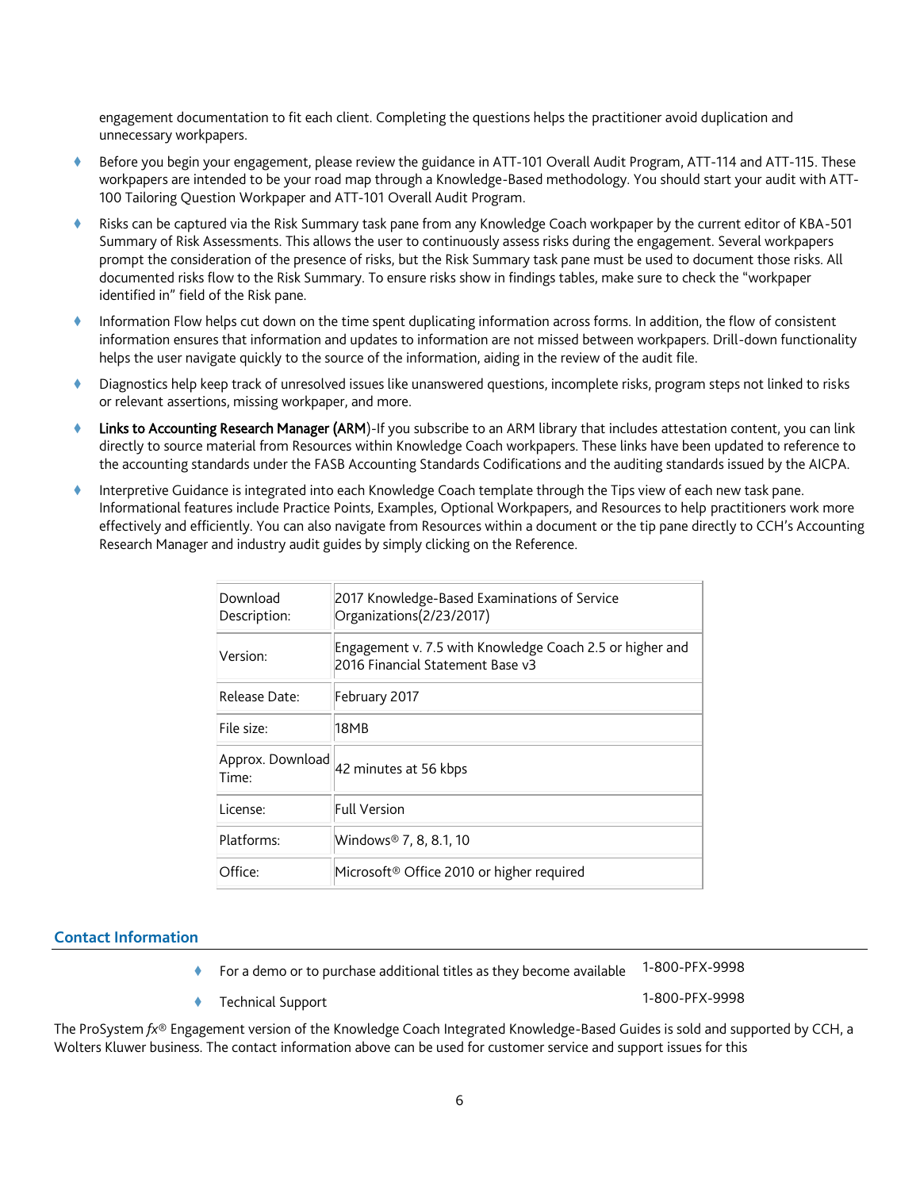engagement documentation to fit each client. Completing the questions helps the practitioner avoid duplication and unnecessary workpapers.

- Before you begin your engagement, please review the guidance in ATT-101 Overall Audit Program, ATT-114 and ATT-115. These workpapers are intended to be your road map through a Knowledge-Based methodology. You should start your audit with ATT-100 Tailoring Question Workpaper and ATT-101 Overall Audit Program.
- Risks can be captured via the Risk Summary task pane from any Knowledge Coach workpaper by the current editor of KBA-501 Summary of Risk Assessments. This allows the user to continuously assess risks during the engagement. Several workpapers prompt the consideration of the presence of risks, but the Risk Summary task pane must be used to document those risks. All documented risks flow to the Risk Summary. To ensure risks show in findings tables, make sure to check the "workpaper identified in" field of the Risk pane.
- Information Flow helps cut down on the time spent duplicating information across forms. In addition, the flow of consistent information ensures that information and updates to information are not missed between workpapers. Drill-down functionality helps the user navigate quickly to the source of the information, aiding in the review of the audit file.
- Diagnostics help keep track of unresolved issues like unanswered questions, incomplete risks, program steps not linked to risks or relevant assertions, missing workpaper, and more.
- **Links to Accounting Research Manager (ARM)**-If you subscribe to an ARM library that includes attestation content, you can link directly to source material from Resources within Knowledge Coach workpapers. These links have been updated to reference to the accounting standards under the FASB Accounting Standards Codifications and the auditing standards issued by the AICPA.
- Interpretive Guidance is integrated into each Knowledge Coach template through the Tips view of each new task pane. Informational features include Practice Points, Examples, Optional Workpapers, and Resources to help practitioners work more effectively and efficiently. You can also navigate from Resources within a document or the tip pane directly to CCH's Accounting Research Manager and industry audit guides by simply clicking on the Reference.

| | |
|---|---|
| Download Description: | 2017 Knowledge-Based Examinations of Service Organizations(2/23/2017) |
| Version: | Engagement v. 7.5 with Knowledge Coach 2.5 or higher and 2016 Financial Statement Base v3 |
| Release Date: | February 2017 |
| File size: | 18MB |
| Approx. Download Time: | 42 minutes at 56 kbps |
| License: | Full Version |
| Platforms: | Windows® 7, 8, 8.1, 10 |
| Office: | Microsoft® Office 2010 or higher required |

## Contact Information

- For a demo or to purchase additional titles as they become available 1-800-PFX-9998
- Technical Support 1-800-PFX-9998

The ProSystem *fx*® Engagement version of the Knowledge Coach Integrated Knowledge-Based Guides is sold and supported by CCH, a Wolters Kluwer business. The contact information above can be used for customer service and support issues for this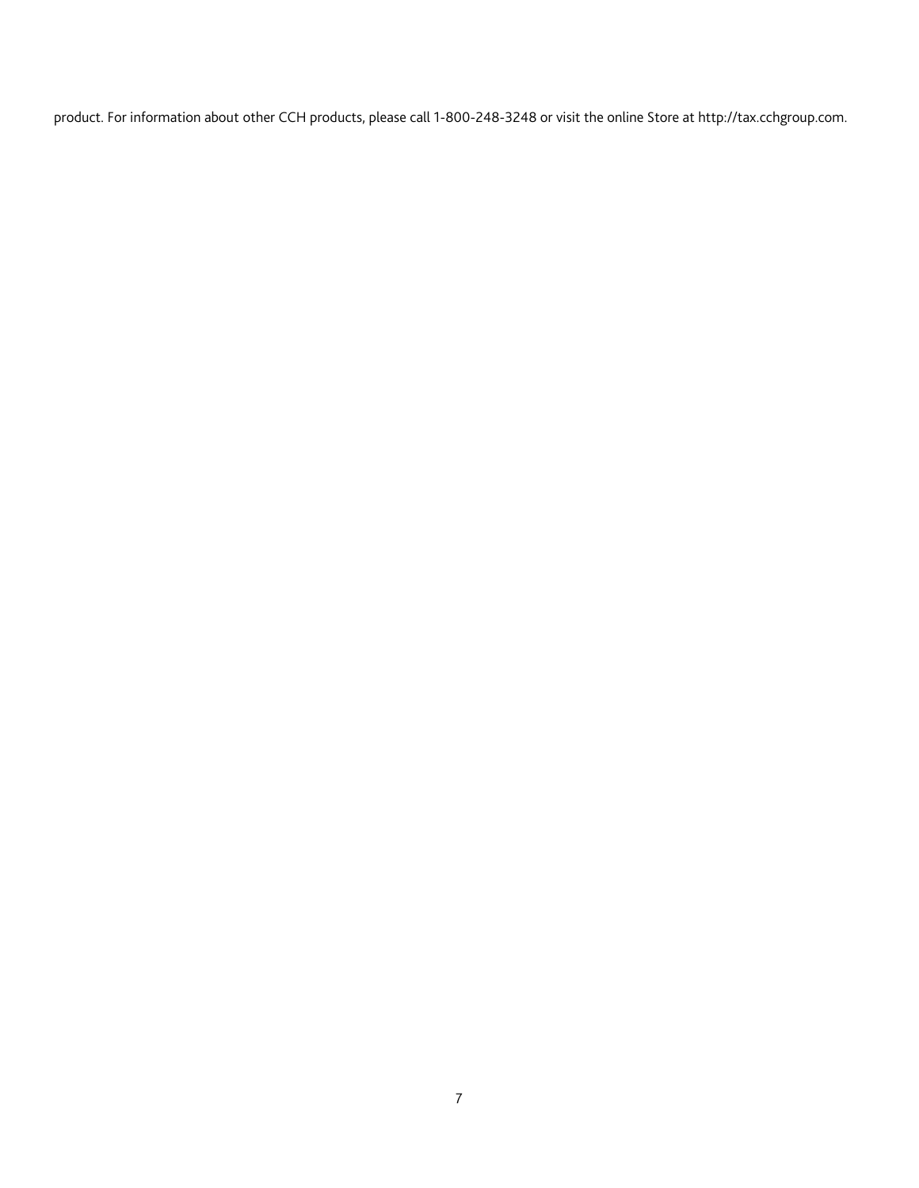product. For information about other CCH products, please call 1-800-248-3248 or visit the online Store at http://tax.cchgroup.com.